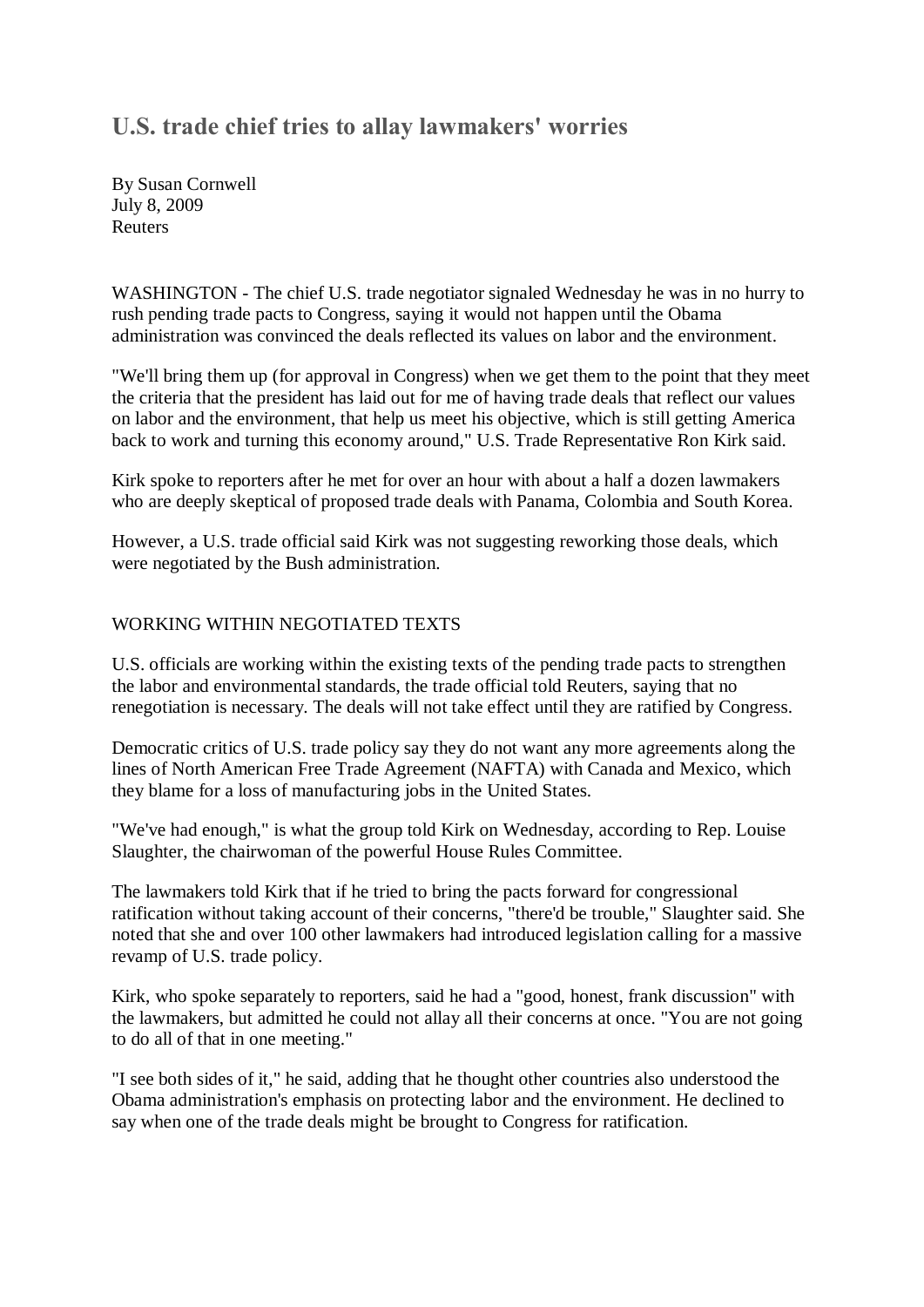# U.S. trade chief tries to allay lawmakers' worries

By Susan Cornwell
July 8, 2009
Reuters

WASHINGTON - The chief U.S. trade negotiator signaled Wednesday he was in no hurry to rush pending trade pacts to Congress, saying it would not happen until the Obama administration was convinced the deals reflected its values on labor and the environment.

"We'll bring them up (for approval in Congress) when we get them to the point that they meet the criteria that the president has laid out for me of having trade deals that reflect our values on labor and the environment, that help us meet his objective, which is still getting America back to work and turning this economy around," U.S. Trade Representative Ron Kirk said.

Kirk spoke to reporters after he met for over an hour with about a half a dozen lawmakers who are deeply skeptical of proposed trade deals with Panama, Colombia and South Korea.

However, a U.S. trade official said Kirk was not suggesting reworking those deals, which were negotiated by the Bush administration.

## WORKING WITHIN NEGOTIATED TEXTS

U.S. officials are working within the existing texts of the pending trade pacts to strengthen the labor and environmental standards, the trade official told Reuters, saying that no renegotiation is necessary. The deals will not take effect until they are ratified by Congress.

Democratic critics of U.S. trade policy say they do not want any more agreements along the lines of North American Free Trade Agreement (NAFTA) with Canada and Mexico, which they blame for a loss of manufacturing jobs in the United States.

"We've had enough," is what the group told Kirk on Wednesday, according to Rep. Louise Slaughter, the chairwoman of the powerful House Rules Committee.

The lawmakers told Kirk that if he tried to bring the pacts forward for congressional ratification without taking account of their concerns, "there'd be trouble," Slaughter said. She noted that she and over 100 other lawmakers had introduced legislation calling for a massive revamp of U.S. trade policy.

Kirk, who spoke separately to reporters, said he had a "good, honest, frank discussion" with the lawmakers, but admitted he could not allay all their concerns at once. "You are not going to do all of that in one meeting."

"I see both sides of it," he said, adding that he thought other countries also understood the Obama administration's emphasis on protecting labor and the environment. He declined to say when one of the trade deals might be brought to Congress for ratification.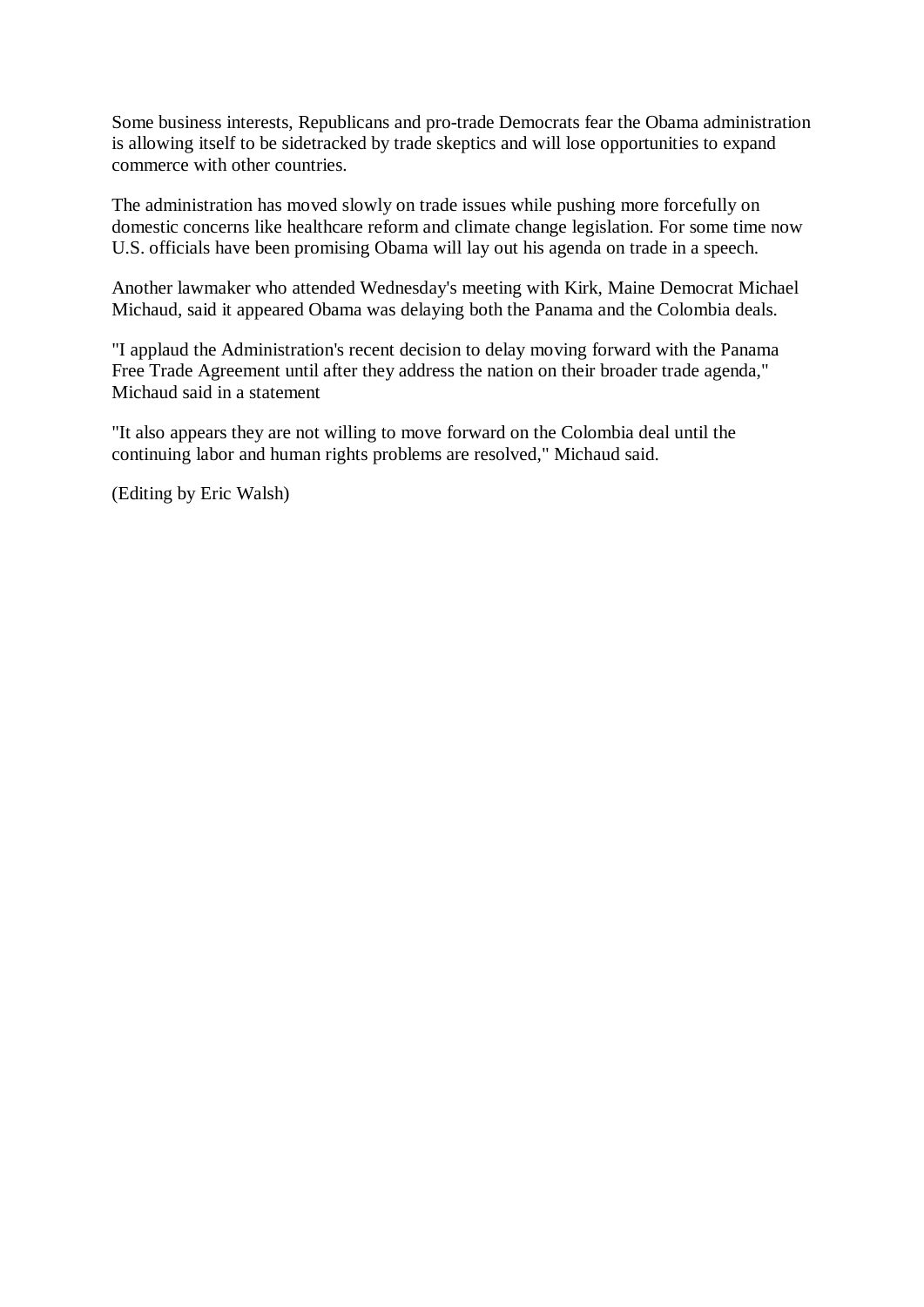Some business interests, Republicans and pro-trade Democrats fear the Obama administration is allowing itself to be sidetracked by trade skeptics and will lose opportunities to expand commerce with other countries.

The administration has moved slowly on trade issues while pushing more forcefully on domestic concerns like healthcare reform and climate change legislation. For some time now U.S. officials have been promising Obama will lay out his agenda on trade in a speech.

Another lawmaker who attended Wednesday's meeting with Kirk, Maine Democrat Michael Michaud, said it appeared Obama was delaying both the Panama and the Colombia deals.

"I applaud the Administration's recent decision to delay moving forward with the Panama Free Trade Agreement until after they address the nation on their broader trade agenda," Michaud said in a statement

"It also appears they are not willing to move forward on the Colombia deal until the continuing labor and human rights problems are resolved," Michaud said.

(Editing by Eric Walsh)